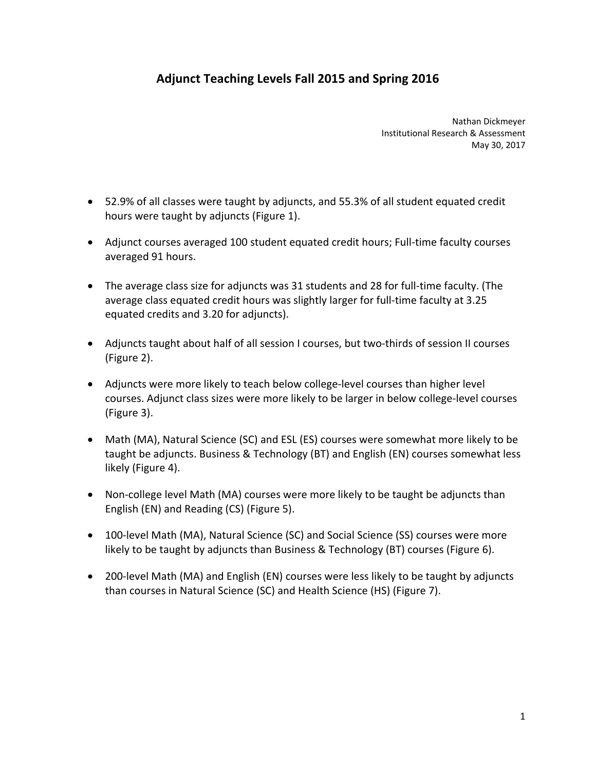# Adjunct Teaching Levels Fall 2015 and Spring 2016

Nathan Dickmeyer
Institutional Research & Assessment
May 30, 2017

- 52.9% of all classes were taught by adjuncts, and 55.3% of all student equated credit hours were taught by adjuncts (Figure 1).
- Adjunct courses averaged 100 student equated credit hours; Full-time faculty courses averaged 91 hours.
- The average class size for adjuncts was 31 students and 28 for full-time faculty. (The average class equated credit hours was slightly larger for full-time faculty at 3.25 equated credits and 3.20 for adjuncts).
- Adjuncts taught about half of all session I courses, but two-thirds of session II courses (Figure 2).
- Adjuncts were more likely to teach below college-level courses than higher level courses. Adjunct class sizes were more likely to be larger in below college-level courses (Figure 3).
- Math (MA), Natural Science (SC) and ESL (ES) courses were somewhat more likely to be taught be adjuncts. Business & Technology (BT) and English (EN) courses somewhat less likely (Figure 4).
- Non-college level Math (MA) courses were more likely to be taught be adjuncts than English (EN) and Reading (CS) (Figure 5).
- 100-level Math (MA), Natural Science (SC) and Social Science (SS) courses were more likely to be taught by adjuncts than Business & Technology (BT) courses (Figure 6).
- 200-level Math (MA) and English (EN) courses were less likely to be taught by adjuncts than courses in Natural Science (SC) and Health Science (HS) (Figure 7).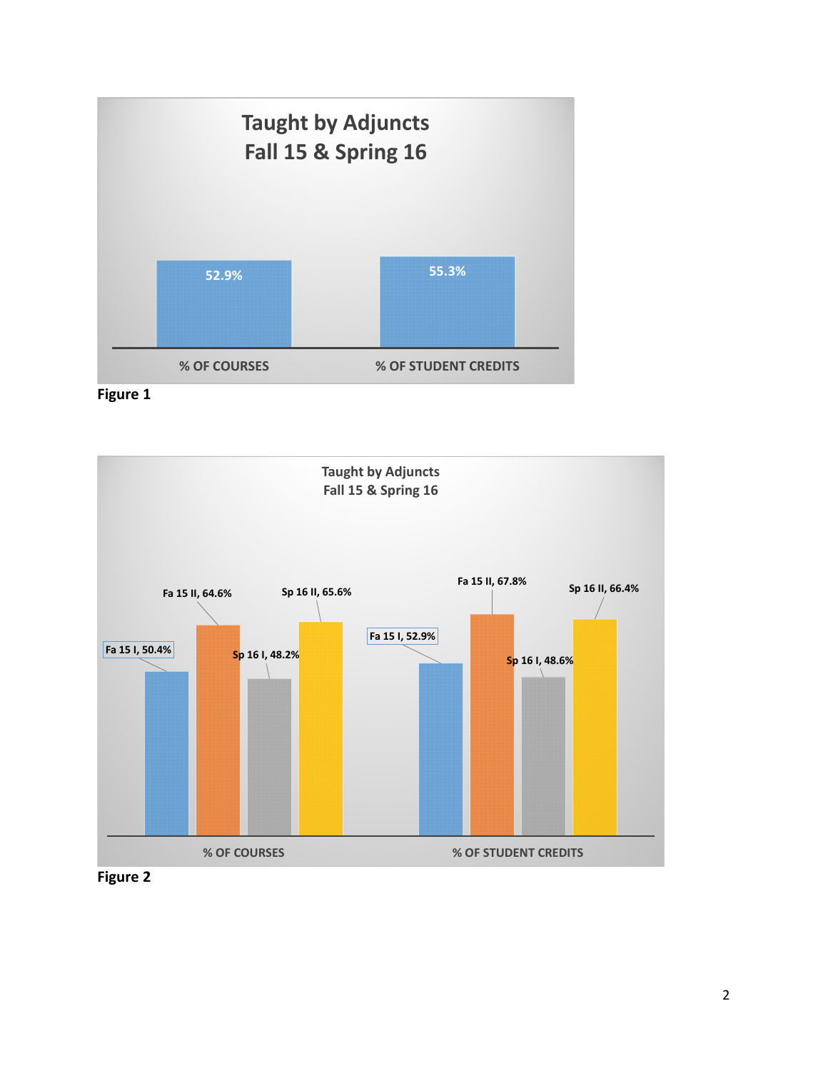**Taught by Adjuncts**
**Fall 15 & Spring 16**

| | % OF COURSES | % OF STUDENT CREDITS |
|---|---|---|
| Fall 15 & Spring 16 | 52.9% | 55.3% |

**Figure 1**

**Taught by Adjuncts**
**Fall 15 & Spring 16**

| | % OF COURSES | % OF STUDENT CREDITS |
|---|---|---|
| Fa 15 I | 50.4% | 52.9% |
| Fa 15 II | 64.6% | 67.8% |
| Sp 16 I | 48.2% | 48.6% |
| Sp 16 II | 65.6% | 66.4% |

**Figure 2**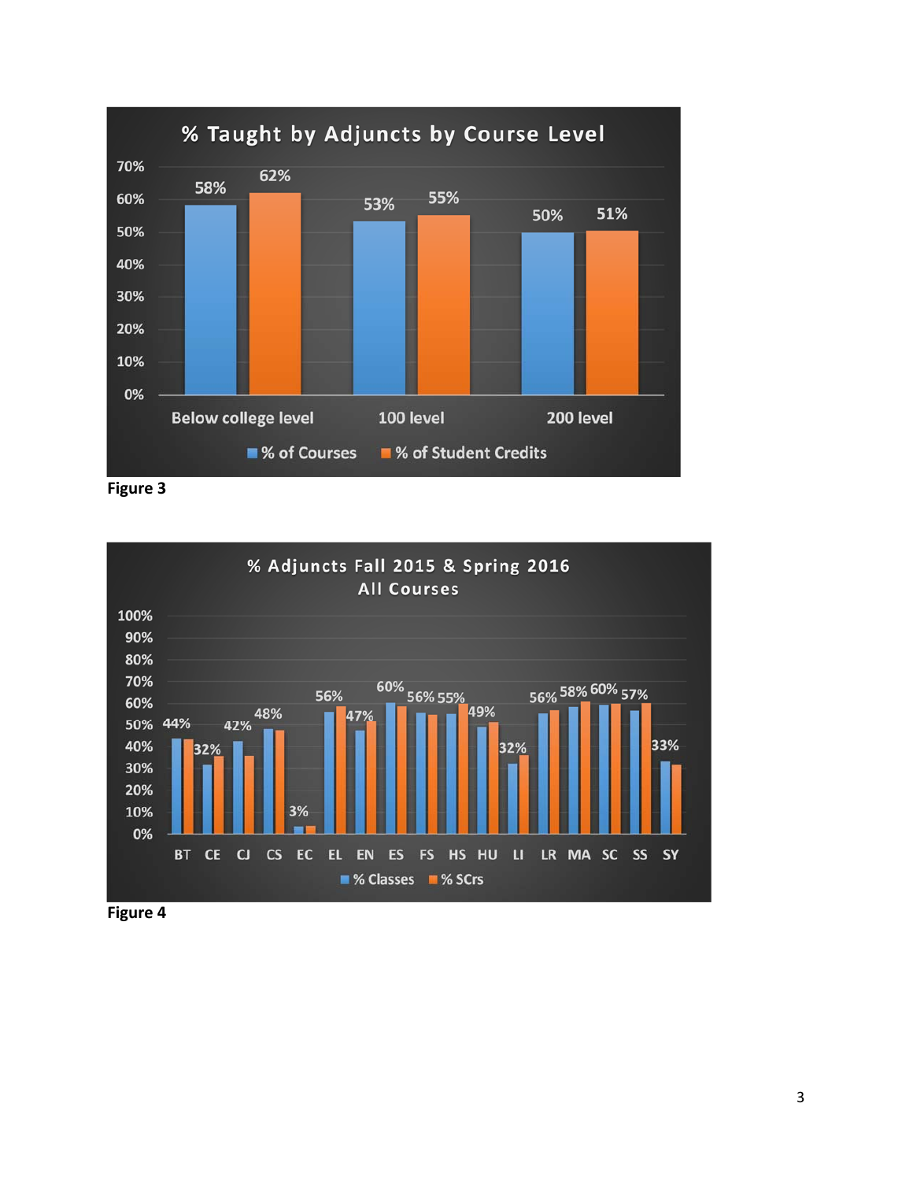**% Taught by Adjuncts by Course Level**

| | % of Courses | % of Student Credits |
|---|---|---|
| Below college level | 58% | 62% |
| 100 level | 53% | 55% |
| 200 level | 50% | 51% |

**Figure 3**

**% Adjuncts Fall 2015 & Spring 2016**
**All Courses**

| | % Classes |
|---|---|
| BT | 44% |
| CE | 32% |
| CJ | 42% |
| CS | 48% |
| EC | 3% |
| EL | 56% |
| EN | 47% |
| ES | 60% |
| FS | 56% |
| HS | 55% |
| HU | 49% |
| LI | 32% |
| LR | 56% |
| MA | 58% |
| SC | 60% |
| SS | 57% |
| SY | 33% |

Legend: % Classes, % SCrs

**Figure 4**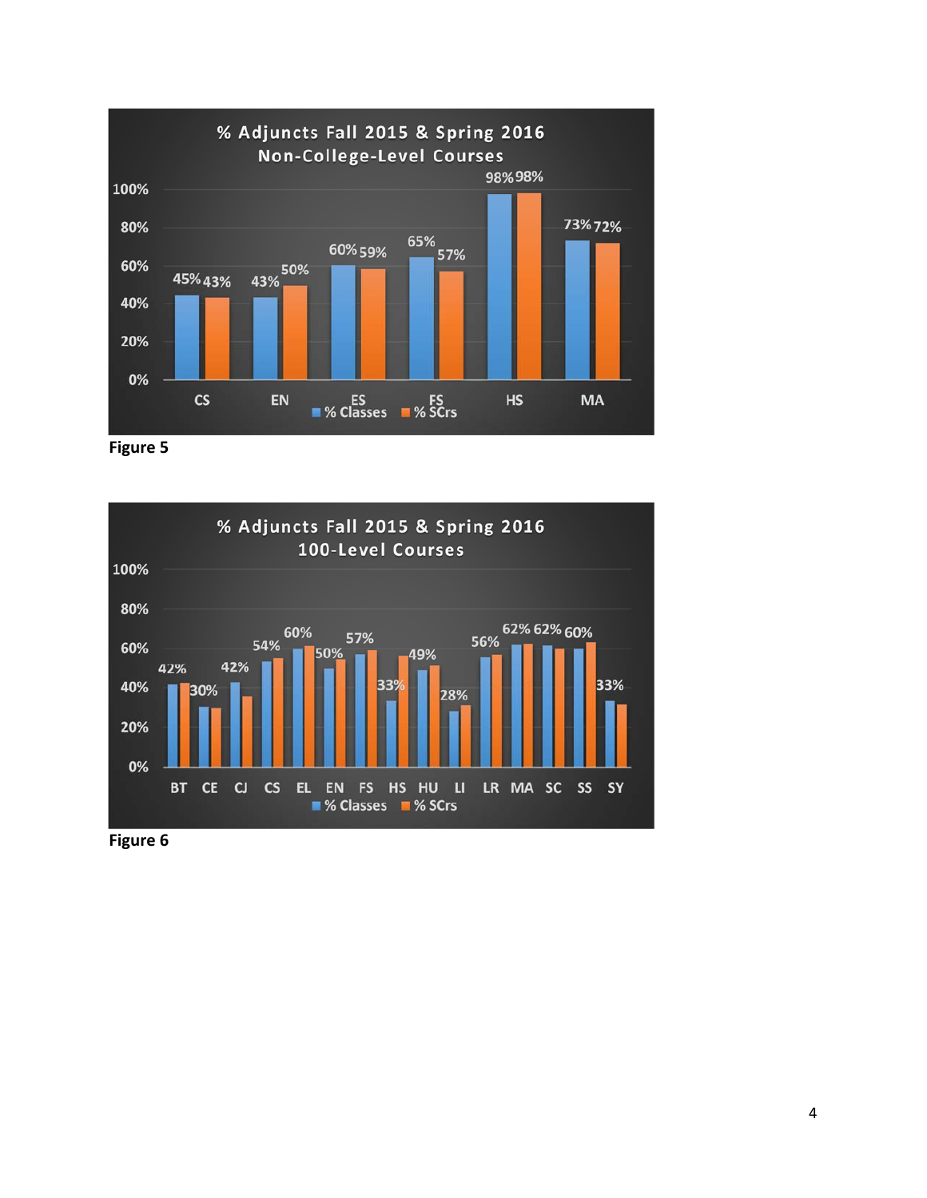% Adjuncts Fall 2015 & Spring 2016
Non-College-Level Courses

| | CS | EN | ES | FS | HS | MA |
|---|---|---|---|---|---|---|
| % Classes | 45% | 43% | 60% | 65% | 98% | 73% |
| % SCrs | 43% | 50% | 59% | 57% | 98% | 72% |

**Figure 5**

% Adjuncts Fall 2015 & Spring 2016
100-Level Courses

| | BT | CE | CJ | CS | EL | EN | FS | HS | HU | LI | LR | MA | SC | SS | SY |
|---|---|---|---|---|---|---|---|---|---|---|---|---|---|---|---|
| % Classes | 42% | 30% | 42% | 54% | 60% | 50% | 57% | 33% | 49% | 28% | 56% | 62% | 62% | 60% | 33% |

Legend: % Classes, % SCrs

**Figure 6**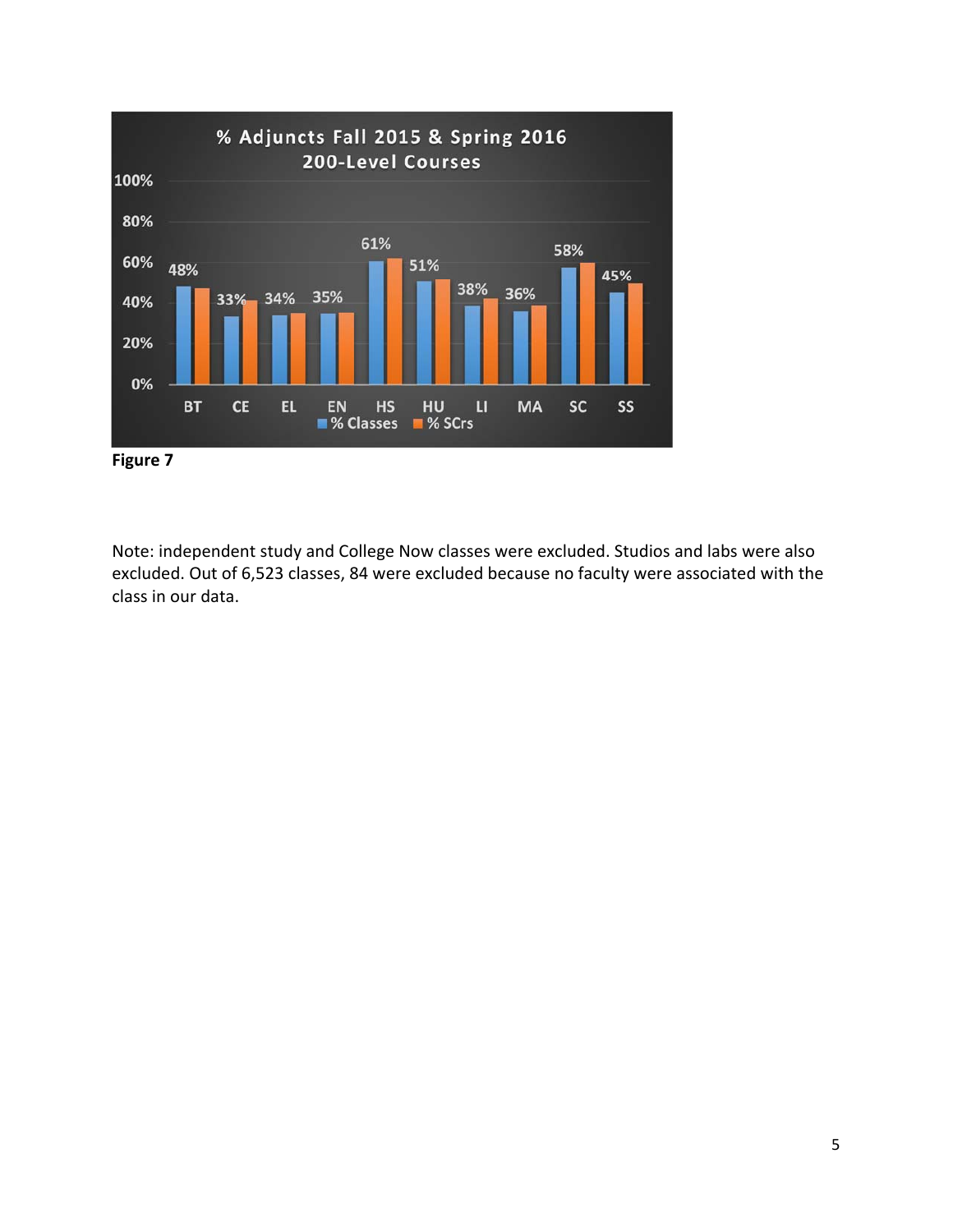% Adjuncts Fall 2015 & Spring 2016
200-Level Courses

100%
80%
60%
40%
20%
0%

48% 33% 34% 35% 61% 51% 38% 36% 58% 45%

BT CE EL EN HS HU LI MA SC SS

% Classes % SCrs

**Figure 7**

Note: independent study and College Now classes were excluded. Studios and labs were also excluded. Out of 6,523 classes, 84 were excluded because no faculty were associated with the class in our data.